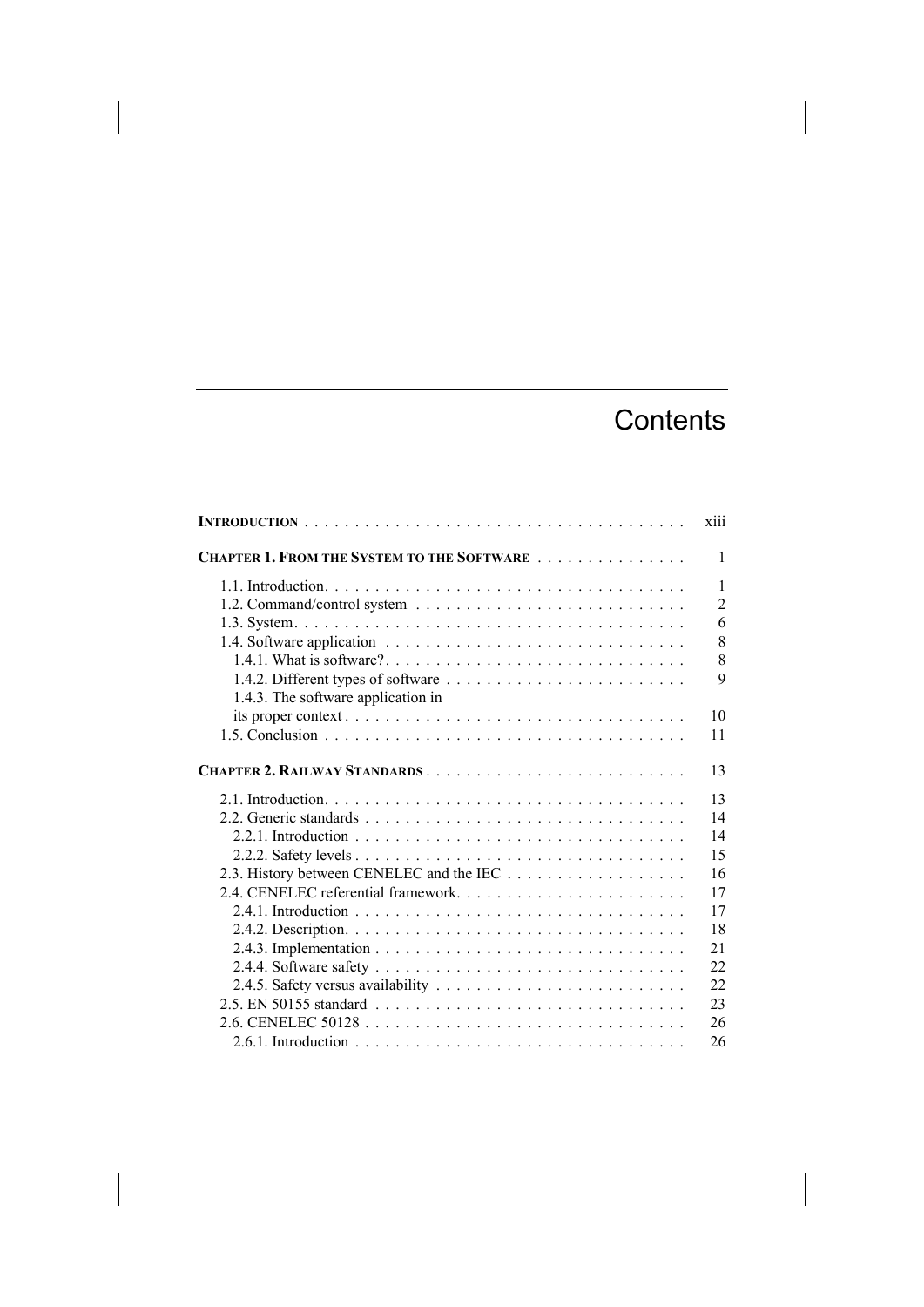# Contents

| | |
|---|---|
| **INTRODUCTION** | xiii |
| **CHAPTER 1. FROM THE SYSTEM TO THE SOFTWARE** | 1 |
| 1.1. Introduction | 1 |
| 1.2. Command/control system | 2 |
| 1.3. System | 6 |
| 1.4. Software application | 8 |
| 1.4.1. What is software? | 8 |
| 1.4.2. Different types of software | 9 |
| 1.4.3. The software application in its proper context | 10 |
| 1.5. Conclusion | 11 |
| **CHAPTER 2. RAILWAY STANDARDS** | 13 |
| 2.1. Introduction | 13 |
| 2.2. Generic standards | 14 |
| 2.2.1. Introduction | 14 |
| 2.2.2. Safety levels | 15 |
| 2.3. History between CENELEC and the IEC | 16 |
| 2.4. CENELEC referential framework | 17 |
| 2.4.1. Introduction | 17 |
| 2.4.2. Description | 18 |
| 2.4.3. Implementation | 21 |
| 2.4.4. Software safety | 22 |
| 2.4.5. Safety versus availability | 22 |
| 2.5. EN 50155 standard | 23 |
| 2.6. CENELEC 50128 | 26 |
| 2.6.1. Introduction | 26 |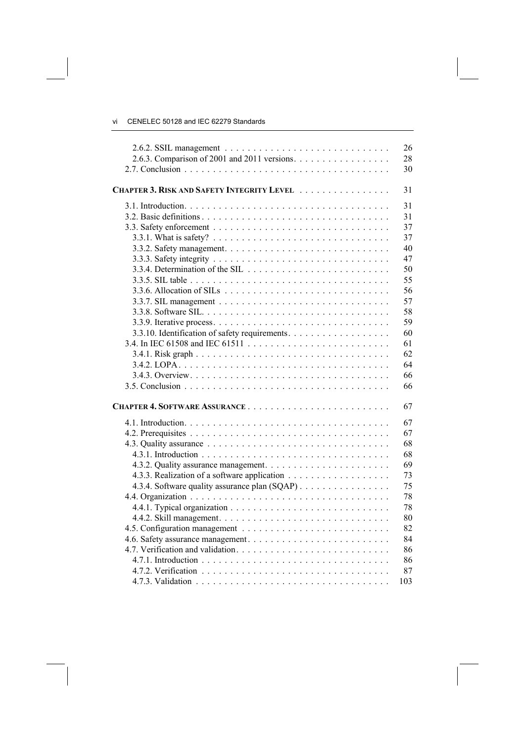2.6.2. SSIL management . . . . . . . . . . . . . . . . . . . . . . . . . . . . . 26
2.6.3. Comparison of 2001 and 2011 versions. . . . . . . . . . . . . . . . . 28
2.7. Conclusion . . . . . . . . . . . . . . . . . . . . . . . . . . . . . . . . . . . 30

**CHAPTER 3. RISK AND SAFETY INTEGRITY LEVEL** . . . . . . . . . . . . . . . . 31

3.1. Introduction. . . . . . . . . . . . . . . . . . . . . . . . . . . . . . . . . . . 31
3.2. Basic definitions . . . . . . . . . . . . . . . . . . . . . . . . . . . . . . . . 31
3.3. Safety enforcement . . . . . . . . . . . . . . . . . . . . . . . . . . . . . . 37
3.3.1. What is safety? . . . . . . . . . . . . . . . . . . . . . . . . . . . . . . 37
3.3.2. Safety management. . . . . . . . . . . . . . . . . . . . . . . . . . . . 40
3.3.3. Safety integrity . . . . . . . . . . . . . . . . . . . . . . . . . . . . . . 47
3.3.4. Determination of the SIL . . . . . . . . . . . . . . . . . . . . . . . . 50
3.3.5. SIL table . . . . . . . . . . . . . . . . . . . . . . . . . . . . . . . . . . 55
3.3.6. Allocation of SILs . . . . . . . . . . . . . . . . . . . . . . . . . . . . 56
3.3.7. SIL management . . . . . . . . . . . . . . . . . . . . . . . . . . . . . 57
3.3.8. Software SIL. . . . . . . . . . . . . . . . . . . . . . . . . . . . . . . . 58
3.3.9. Iterative process. . . . . . . . . . . . . . . . . . . . . . . . . . . . . . 59
3.3.10. Identification of safety requirements. . . . . . . . . . . . . . . . . . 60
3.4. In IEC 61508 and IEC 61511 . . . . . . . . . . . . . . . . . . . . . . . . . 61
3.4.1. Risk graph . . . . . . . . . . . . . . . . . . . . . . . . . . . . . . . . . 62
3.4.2. LOPA. . . . . . . . . . . . . . . . . . . . . . . . . . . . . . . . . . . . 64
3.4.3. Overview. . . . . . . . . . . . . . . . . . . . . . . . . . . . . . . . . . 66
3.5. Conclusion . . . . . . . . . . . . . . . . . . . . . . . . . . . . . . . . . . . 66

**CHAPTER 4. SOFTWARE ASSURANCE** . . . . . . . . . . . . . . . . . . . . . . . . 67

4.1. Introduction. . . . . . . . . . . . . . . . . . . . . . . . . . . . . . . . . . . 67
4.2. Prerequisites . . . . . . . . . . . . . . . . . . . . . . . . . . . . . . . . . . 67
4.3. Quality assurance . . . . . . . . . . . . . . . . . . . . . . . . . . . . . . . 68
4.3.1. Introduction . . . . . . . . . . . . . . . . . . . . . . . . . . . . . . . . 68
4.3.2. Quality assurance management. . . . . . . . . . . . . . . . . . . . . . 69
4.3.3. Realization of a software application . . . . . . . . . . . . . . . . . . 73
4.3.4. Software quality assurance plan (SQAP) . . . . . . . . . . . . . . . . 75
4.4. Organization . . . . . . . . . . . . . . . . . . . . . . . . . . . . . . . . . . 78
4.4.1. Typical organization . . . . . . . . . . . . . . . . . . . . . . . . . . . . 78
4.4.2. Skill management. . . . . . . . . . . . . . . . . . . . . . . . . . . . . 80
4.5. Configuration management . . . . . . . . . . . . . . . . . . . . . . . . . . 82
4.6. Safety assurance management. . . . . . . . . . . . . . . . . . . . . . . . . 84
4.7. Verification and validation. . . . . . . . . . . . . . . . . . . . . . . . . . . 86
4.7.1. Introduction . . . . . . . . . . . . . . . . . . . . . . . . . . . . . . . . 86
4.7.2. Verification . . . . . . . . . . . . . . . . . . . . . . . . . . . . . . . . 87
4.7.3. Validation . . . . . . . . . . . . . . . . . . . . . . . . . . . . . . . . . 103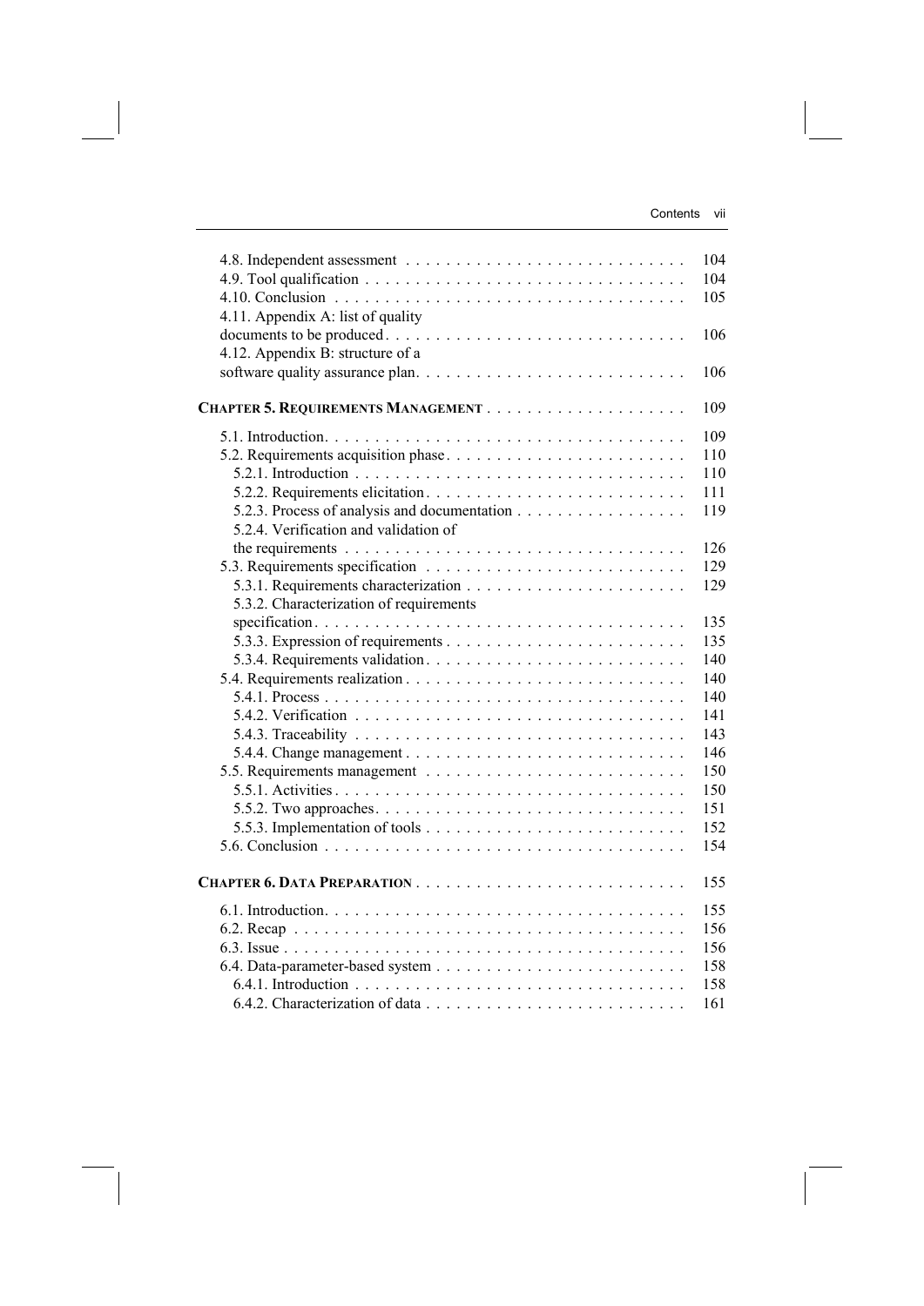4.8. Independent assessment . . . . . . . . . . . . . . . . . . . . . . . . . . . . 104
4.9. Tool qualification . . . . . . . . . . . . . . . . . . . . . . . . . . . . . . . . 104
4.10. Conclusion . . . . . . . . . . . . . . . . . . . . . . . . . . . . . . . . . . 105
4.11. Appendix A: list of quality documents to be produced . . . . . . . . . . . . . . . . . . . . . . . . . . . . . 106
4.12. Appendix B: structure of a software quality assurance plan . . . . . . . . . . . . . . . . . . . . . . . . . . 106

**CHAPTER 5. REQUIREMENTS MANAGEMENT** . . . . . . . . . . . . . . . . . . . . 109

5.1. Introduction . . . . . . . . . . . . . . . . . . . . . . . . . . . . . . . . . . . 109
5.2. Requirements acquisition phase . . . . . . . . . . . . . . . . . . . . . . . . 110
5.2.1. Introduction . . . . . . . . . . . . . . . . . . . . . . . . . . . . . . . . 110
5.2.2. Requirements elicitation . . . . . . . . . . . . . . . . . . . . . . . . . . 111
5.2.3. Process of analysis and documentation . . . . . . . . . . . . . . . . . 119
5.2.4. Verification and validation of the requirements . . . . . . . . . . . . . . . . . . . . . . . . . . . . . . . . 126
5.3. Requirements specification . . . . . . . . . . . . . . . . . . . . . . . . . . 129
5.3.1. Requirements characterization . . . . . . . . . . . . . . . . . . . . . . 129
5.3.2. Characterization of requirements specification . . . . . . . . . . . . . . . . . . . . . . . . . . . . . . . . . . . . 135
5.3.3. Expression of requirements . . . . . . . . . . . . . . . . . . . . . . . . 135
5.3.4. Requirements validation . . . . . . . . . . . . . . . . . . . . . . . . . . 140
5.4. Requirements realization . . . . . . . . . . . . . . . . . . . . . . . . . . . 140
5.4.1. Process . . . . . . . . . . . . . . . . . . . . . . . . . . . . . . . . . . . 140
5.4.2. Verification . . . . . . . . . . . . . . . . . . . . . . . . . . . . . . . . . 141
5.4.3. Traceability . . . . . . . . . . . . . . . . . . . . . . . . . . . . . . . . . 143
5.4.4. Change management . . . . . . . . . . . . . . . . . . . . . . . . . . . . 146
5.5. Requirements management . . . . . . . . . . . . . . . . . . . . . . . . . . 150
5.5.1. Activities . . . . . . . . . . . . . . . . . . . . . . . . . . . . . . . . . . 150
5.5.2. Two approaches . . . . . . . . . . . . . . . . . . . . . . . . . . . . . . . 151
5.5.3. Implementation of tools . . . . . . . . . . . . . . . . . . . . . . . . . . 152
5.6. Conclusion . . . . . . . . . . . . . . . . . . . . . . . . . . . . . . . . . . . 154

**CHAPTER 6. DATA PREPARATION** . . . . . . . . . . . . . . . . . . . . . . . . . . 155

6.1. Introduction . . . . . . . . . . . . . . . . . . . . . . . . . . . . . . . . . . . 155
6.2. Recap . . . . . . . . . . . . . . . . . . . . . . . . . . . . . . . . . . . . . . 156
6.3. Issue . . . . . . . . . . . . . . . . . . . . . . . . . . . . . . . . . . . . . . . 156
6.4. Data-parameter-based system . . . . . . . . . . . . . . . . . . . . . . . . . 158
6.4.1. Introduction . . . . . . . . . . . . . . . . . . . . . . . . . . . . . . . . 158
6.4.2. Characterization of data . . . . . . . . . . . . . . . . . . . . . . . . . . 161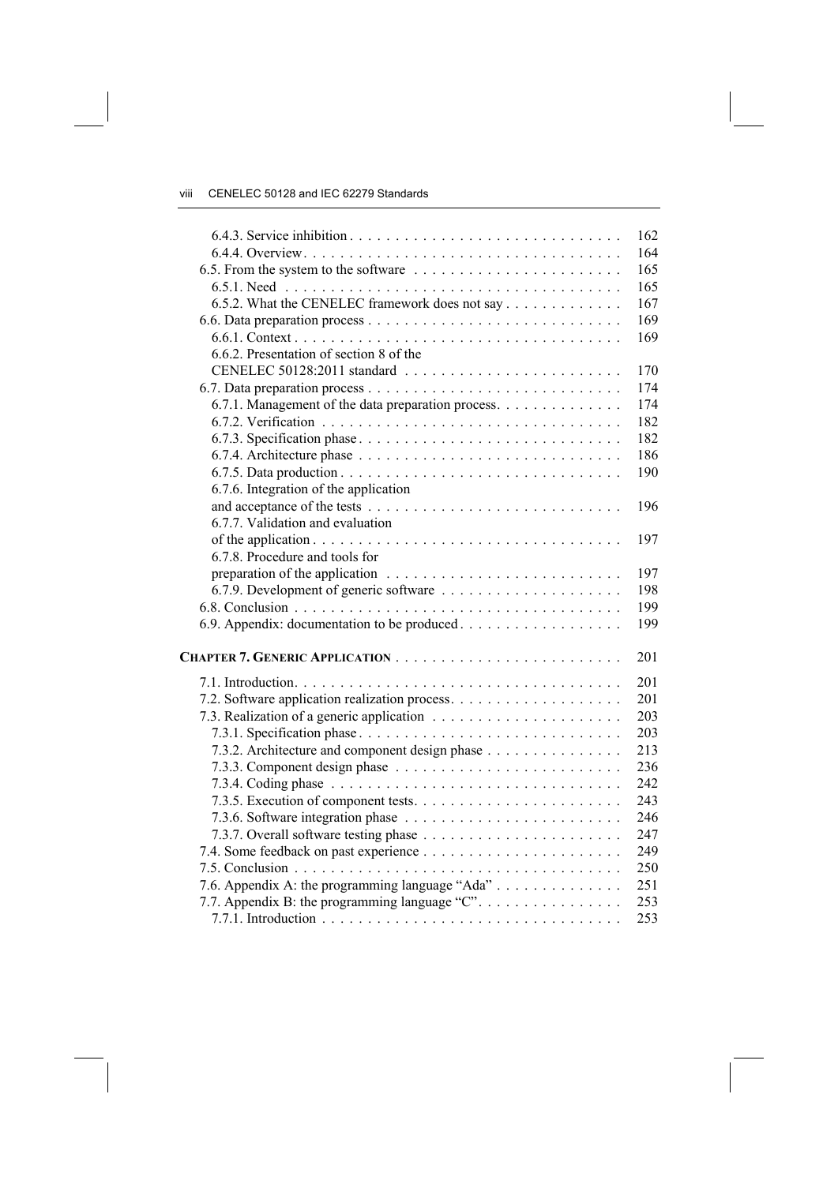6.4.3. Service inhibition . . . . . . . . . . . . . . . . . . . . . . . . . . . . . . 162
6.4.4. Overview . . . . . . . . . . . . . . . . . . . . . . . . . . . . . . . . . . . 164
6.5. From the system to the software . . . . . . . . . . . . . . . . . . . . . . . 165
6.5.1. Need . . . . . . . . . . . . . . . . . . . . . . . . . . . . . . . . . . . . . 165
6.5.2. What the CENELEC framework does not say . . . . . . . . . . . . . 167
6.6. Data preparation process . . . . . . . . . . . . . . . . . . . . . . . . . . . . 169
6.6.1. Context . . . . . . . . . . . . . . . . . . . . . . . . . . . . . . . . . . . . 169
6.6.2. Presentation of section 8 of the CENELEC 50128:2011 standard . . . . . . . . . . . . . . . . . . . . . . . . 170
6.7. Data preparation process . . . . . . . . . . . . . . . . . . . . . . . . . . . . 174
6.7.1. Management of the data preparation process. . . . . . . . . . . . . . 174
6.7.2. Verification . . . . . . . . . . . . . . . . . . . . . . . . . . . . . . . . . . 182
6.7.3. Specification phase . . . . . . . . . . . . . . . . . . . . . . . . . . . . . 182
6.7.4. Architecture phase . . . . . . . . . . . . . . . . . . . . . . . . . . . . . 186
6.7.5. Data production . . . . . . . . . . . . . . . . . . . . . . . . . . . . . . . 190
6.7.6. Integration of the application and acceptance of the tests . . . . . . . . . . . . . . . . . . . . . . . . . . . . 196
6.7.7. Validation and evaluation of the application . . . . . . . . . . . . . . . . . . . . . . . . . . . . . . . . . . 197
6.7.8. Procedure and tools for preparation of the application . . . . . . . . . . . . . . . . . . . . . . . . . . 197
6.7.9. Development of generic software . . . . . . . . . . . . . . . . . . . . 198
6.8. Conclusion . . . . . . . . . . . . . . . . . . . . . . . . . . . . . . . . . . . . 199
6.9. Appendix: documentation to be produced . . . . . . . . . . . . . . . . . . 199

**CHAPTER 7. GENERIC APPLICATION** . . . . . . . . . . . . . . . . . . . . . . . . . 201

7.1. Introduction. . . . . . . . . . . . . . . . . . . . . . . . . . . . . . . . . . . . 201
7.2. Software application realization process. . . . . . . . . . . . . . . . . . . 201
7.3. Realization of a generic application . . . . . . . . . . . . . . . . . . . . . 203
7.3.1. Specification phase . . . . . . . . . . . . . . . . . . . . . . . . . . . . . 203
7.3.2. Architecture and component design phase . . . . . . . . . . . . . . . 213
7.3.3. Component design phase . . . . . . . . . . . . . . . . . . . . . . . . . 236
7.3.4. Coding phase . . . . . . . . . . . . . . . . . . . . . . . . . . . . . . . . 242
7.3.5. Execution of component tests. . . . . . . . . . . . . . . . . . . . . . . 243
7.3.6. Software integration phase . . . . . . . . . . . . . . . . . . . . . . . . 246
7.3.7. Overall software testing phase . . . . . . . . . . . . . . . . . . . . . . 247
7.4. Some feedback on past experience . . . . . . . . . . . . . . . . . . . . . . 249
7.5. Conclusion . . . . . . . . . . . . . . . . . . . . . . . . . . . . . . . . . . . . 250
7.6. Appendix A: the programming language "Ada" . . . . . . . . . . . . . . 251
7.7. Appendix B: the programming language "C". . . . . . . . . . . . . . . . 253
7.7.1. Introduction . . . . . . . . . . . . . . . . . . . . . . . . . . . . . . . . . 253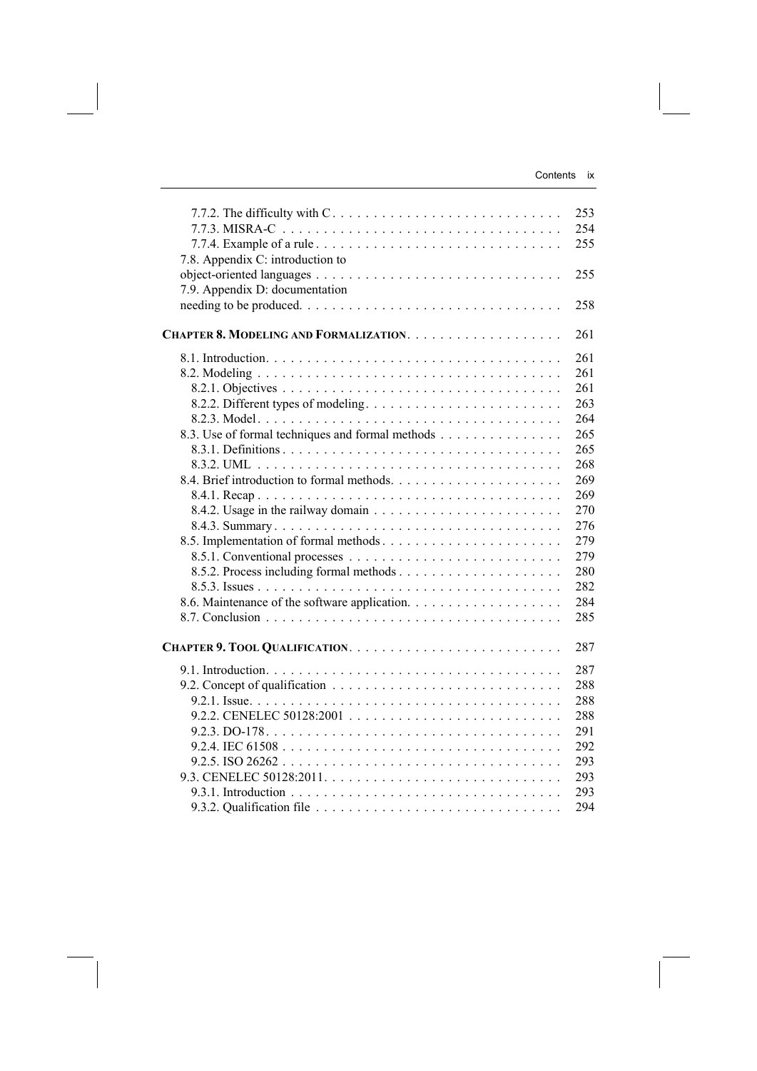7.7.2. The difficulty with C . . . . . . . . . . . . . . . . . . . . . . . . . . . . 253
7.7.3. MISRA-C . . . . . . . . . . . . . . . . . . . . . . . . . . . . . . . . . . 254
7.7.4. Example of a rule . . . . . . . . . . . . . . . . . . . . . . . . . . . . . 255
7.8. Appendix C: introduction to object-oriented languages . . . . . . . . . . . . . . . . . . . . . . . . . . . . . 255
7.9. Appendix D: documentation needing to be produced. . . . . . . . . . . . . . . . . . . . . . . . . . . . . . . 258

**CHAPTER 8. MODELING AND FORMALIZATION** . . . . . . . . . . . . . . . . . . . 261

8.1. Introduction. . . . . . . . . . . . . . . . . . . . . . . . . . . . . . . . . . . 261
8.2. Modeling . . . . . . . . . . . . . . . . . . . . . . . . . . . . . . . . . . . . 261
8.2.1. Objectives . . . . . . . . . . . . . . . . . . . . . . . . . . . . . . . . . 261
8.2.2. Different types of modeling. . . . . . . . . . . . . . . . . . . . . . . . 263
8.2.3. Model. . . . . . . . . . . . . . . . . . . . . . . . . . . . . . . . . . . . 264
8.3. Use of formal techniques and formal methods . . . . . . . . . . . . . . . 265
8.3.1. Definitions . . . . . . . . . . . . . . . . . . . . . . . . . . . . . . . . . 265
8.3.2. UML . . . . . . . . . . . . . . . . . . . . . . . . . . . . . . . . . . . . 268
8.4. Brief introduction to formal methods. . . . . . . . . . . . . . . . . . . . . 269
8.4.1. Recap . . . . . . . . . . . . . . . . . . . . . . . . . . . . . . . . . . . . 269
8.4.2. Usage in the railway domain . . . . . . . . . . . . . . . . . . . . . . . 270
8.4.3. Summary. . . . . . . . . . . . . . . . . . . . . . . . . . . . . . . . . . . 276
8.5. Implementation of formal methods . . . . . . . . . . . . . . . . . . . . . . 279
8.5.1. Conventional processes . . . . . . . . . . . . . . . . . . . . . . . . . . 279
8.5.2. Process including formal methods . . . . . . . . . . . . . . . . . . . . 280
8.5.3. Issues . . . . . . . . . . . . . . . . . . . . . . . . . . . . . . . . . . . . 282
8.6. Maintenance of the software application. . . . . . . . . . . . . . . . . . . 284
8.7. Conclusion . . . . . . . . . . . . . . . . . . . . . . . . . . . . . . . . . . . 285

**CHAPTER 9. TOOL QUALIFICATION**. . . . . . . . . . . . . . . . . . . . . . . . . . 287

9.1. Introduction. . . . . . . . . . . . . . . . . . . . . . . . . . . . . . . . . . . 287
9.2. Concept of qualification . . . . . . . . . . . . . . . . . . . . . . . . . . . . 288
9.2.1. Issue. . . . . . . . . . . . . . . . . . . . . . . . . . . . . . . . . . . . . 288
9.2.2. CENELEC 50128:2001 . . . . . . . . . . . . . . . . . . . . . . . . . . 288
9.2.3. DO-178. . . . . . . . . . . . . . . . . . . . . . . . . . . . . . . . . . . . 291
9.2.4. IEC 61508 . . . . . . . . . . . . . . . . . . . . . . . . . . . . . . . . . 292
9.2.5. ISO 26262 . . . . . . . . . . . . . . . . . . . . . . . . . . . . . . . . . 293
9.3. CENELEC 50128:2011. . . . . . . . . . . . . . . . . . . . . . . . . . . . . 293
9.3.1. Introduction . . . . . . . . . . . . . . . . . . . . . . . . . . . . . . . . . 293
9.3.2. Qualification file . . . . . . . . . . . . . . . . . . . . . . . . . . . . . . 294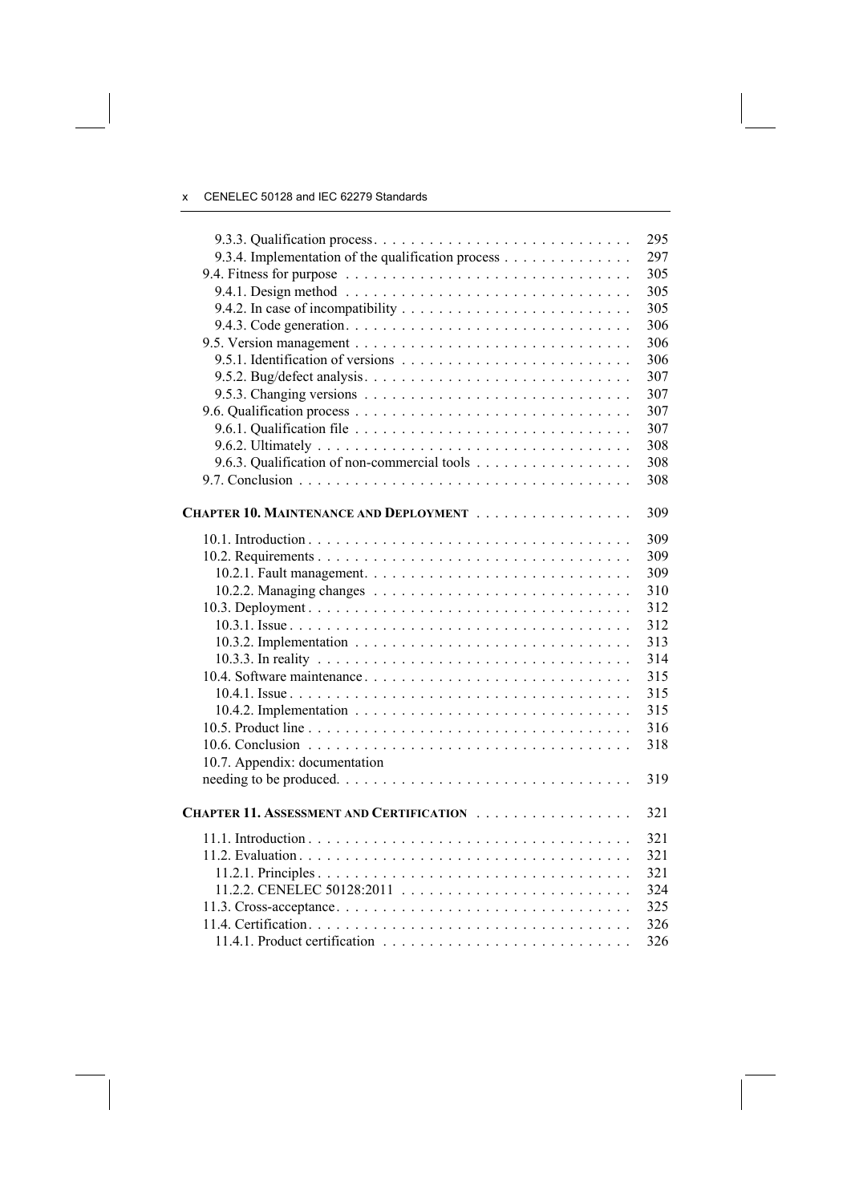9.3.3. Qualification process . . . . . . . . . . . . . . . . . . . . . . . . . . . 295
9.3.4. Implementation of the qualification process . . . . . . . . . . . . . 297
9.4. Fitness for purpose . . . . . . . . . . . . . . . . . . . . . . . . . . . . . 305
9.4.1. Design method . . . . . . . . . . . . . . . . . . . . . . . . . . . . . 305
9.4.2. In case of incompatibility . . . . . . . . . . . . . . . . . . . . . . . . 305
9.4.3. Code generation . . . . . . . . . . . . . . . . . . . . . . . . . . . . . 306
9.5. Version management . . . . . . . . . . . . . . . . . . . . . . . . . . . . 306
9.5.1. Identification of versions . . . . . . . . . . . . . . . . . . . . . . . . 306
9.5.2. Bug/defect analysis . . . . . . . . . . . . . . . . . . . . . . . . . . . 307
9.5.3. Changing versions . . . . . . . . . . . . . . . . . . . . . . . . . . . . 307
9.6. Qualification process . . . . . . . . . . . . . . . . . . . . . . . . . . . . 307
9.6.1. Qualification file . . . . . . . . . . . . . . . . . . . . . . . . . . . . . 307
9.6.2. Ultimately . . . . . . . . . . . . . . . . . . . . . . . . . . . . . . . . . 308
9.6.3. Qualification of non-commercial tools . . . . . . . . . . . . . . . . 308
9.7. Conclusion . . . . . . . . . . . . . . . . . . . . . . . . . . . . . . . . . . 308

**CHAPTER 10. MAINTENANCE AND DEPLOYMENT** . . . . . . . . . . . . . . . . 309

10.1. Introduction . . . . . . . . . . . . . . . . . . . . . . . . . . . . . . . . . 309
10.2. Requirements . . . . . . . . . . . . . . . . . . . . . . . . . . . . . . . . 309
10.2.1. Fault management . . . . . . . . . . . . . . . . . . . . . . . . . . . 309
10.2.2. Managing changes . . . . . . . . . . . . . . . . . . . . . . . . . . . 310
10.3. Deployment . . . . . . . . . . . . . . . . . . . . . . . . . . . . . . . . . 312
10.3.1. Issue . . . . . . . . . . . . . . . . . . . . . . . . . . . . . . . . . . . 312
10.3.2. Implementation . . . . . . . . . . . . . . . . . . . . . . . . . . . . . 313
10.3.3. In reality . . . . . . . . . . . . . . . . . . . . . . . . . . . . . . . . . 314
10.4. Software maintenance . . . . . . . . . . . . . . . . . . . . . . . . . . . 315
10.4.1. Issue . . . . . . . . . . . . . . . . . . . . . . . . . . . . . . . . . . . 315
10.4.2. Implementation . . . . . . . . . . . . . . . . . . . . . . . . . . . . . 315
10.5. Product line . . . . . . . . . . . . . . . . . . . . . . . . . . . . . . . . . 316
10.6. Conclusion . . . . . . . . . . . . . . . . . . . . . . . . . . . . . . . . . 318
10.7. Appendix: documentation needing to be produced. . . . . . . . . . . . . . . . . . . . . . . . . . . . . . . 319

**CHAPTER 11. ASSESSMENT AND CERTIFICATION** . . . . . . . . . . . . . . . . 321

11.1. Introduction . . . . . . . . . . . . . . . . . . . . . . . . . . . . . . . . . 321
11.2. Evaluation . . . . . . . . . . . . . . . . . . . . . . . . . . . . . . . . . . 321
11.2.1. Principles . . . . . . . . . . . . . . . . . . . . . . . . . . . . . . . . 321
11.2.2. CENELEC 50128:2011 . . . . . . . . . . . . . . . . . . . . . . . . . 324
11.3. Cross-acceptance . . . . . . . . . . . . . . . . . . . . . . . . . . . . . . 325
11.4. Certification . . . . . . . . . . . . . . . . . . . . . . . . . . . . . . . . . 326
11.4.1. Product certification . . . . . . . . . . . . . . . . . . . . . . . . . . 326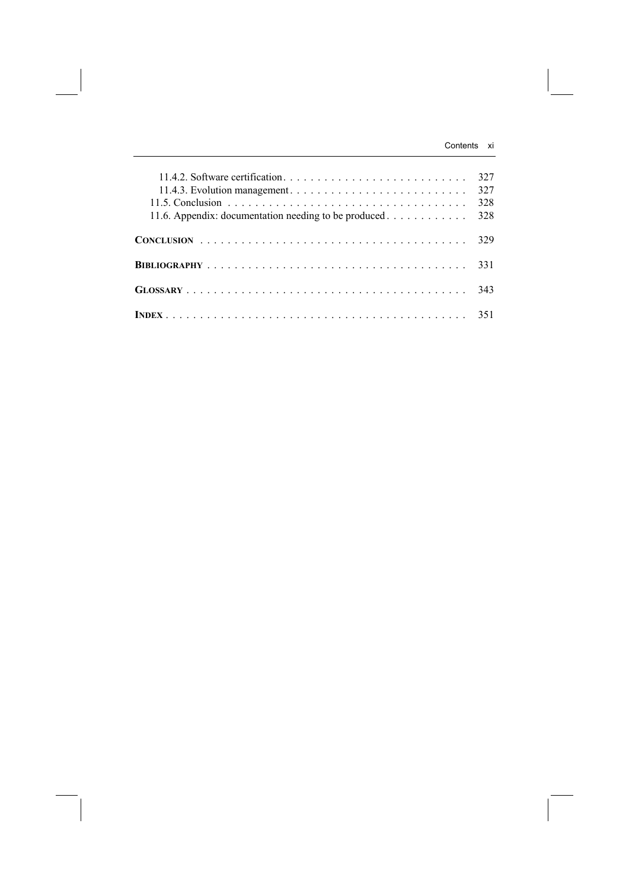11.4.2. Software certification . . . . . . . . . . . . . . . . . . . . . . . . . . . 327
11.4.3. Evolution management . . . . . . . . . . . . . . . . . . . . . . . . . . 327
11.5. Conclusion . . . . . . . . . . . . . . . . . . . . . . . . . . . . . . . . . . 328
11.6. Appendix: documentation needing to be produced . . . . . . . . . . . . 328

**CONCLUSION** . . . . . . . . . . . . . . . . . . . . . . . . . . . . . . . . . . . . . 329

**BIBLIOGRAPHY** . . . . . . . . . . . . . . . . . . . . . . . . . . . . . . . . . . . 331

**GLOSSARY** . . . . . . . . . . . . . . . . . . . . . . . . . . . . . . . . . . . . . . 343

**INDEX** . . . . . . . . . . . . . . . . . . . . . . . . . . . . . . . . . . . . . . . . . 351